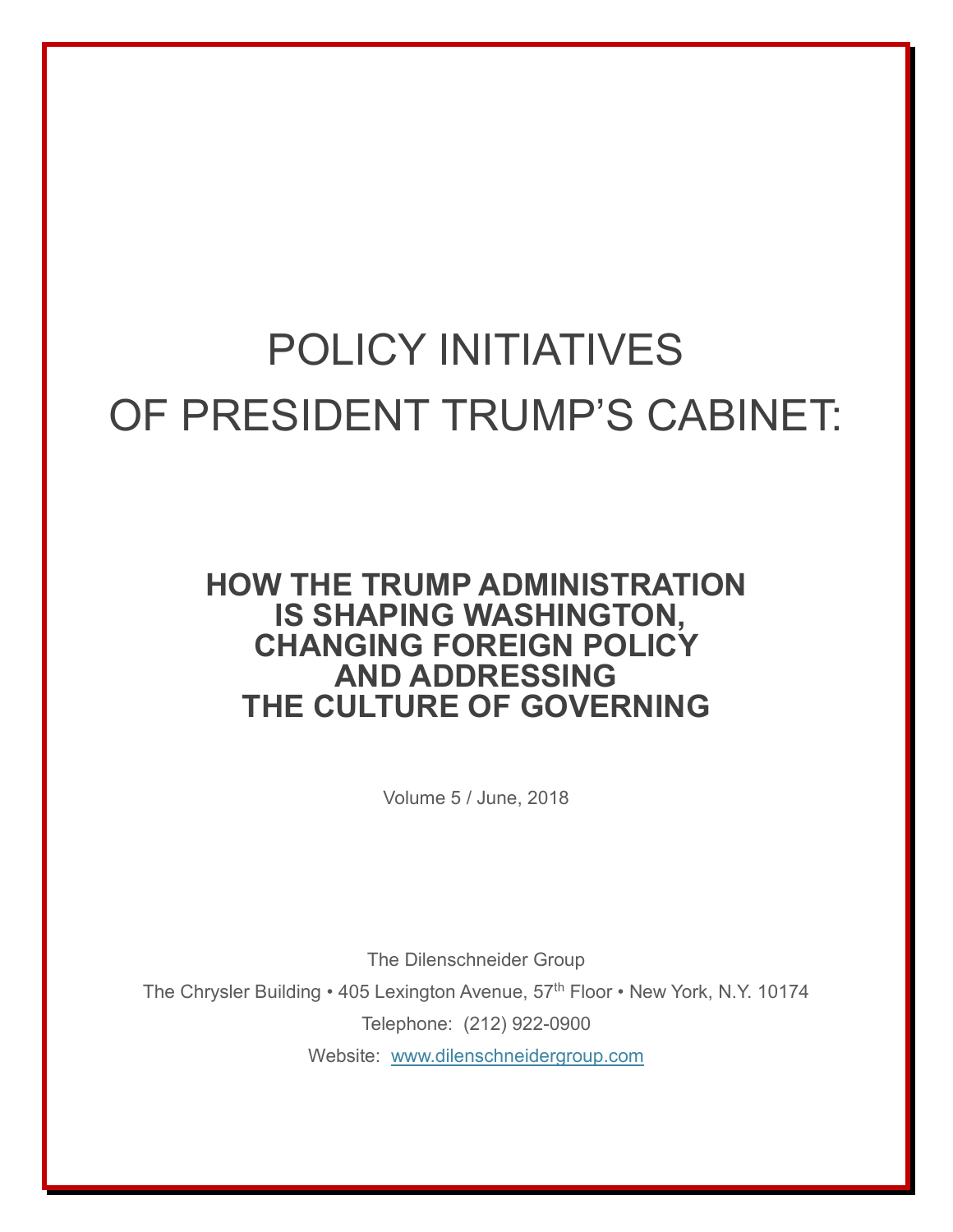# POLICY INITIATIVES OF PRESIDENT TRUMP'S CABINET:

## HOW THE TRUMP ADMINISTRATION IS SHAPING WASHINGTON, CHANGING FOREIGN POLICY AND ADDRESSING THE CULTURE OF GOVERNING

Volume 5 / June, 2018

The Dilenschneider Group

The Chrysler Building • 405 Lexington Avenue, 57th Floor • New York, N.Y. 10174

Telephone: (212) 922-0900

Website: www.dilenschneidergroup.com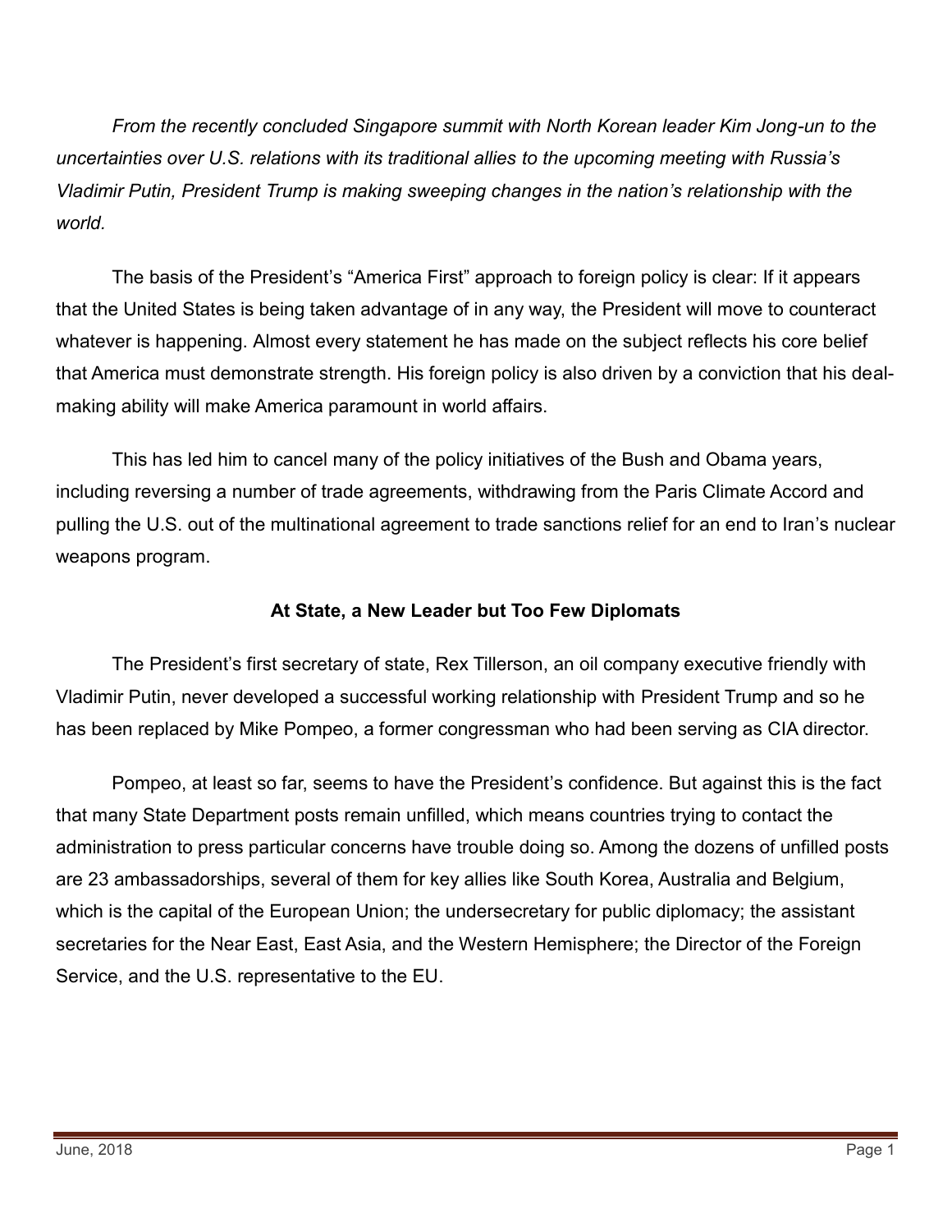*From the recently concluded Singapore summit with North Korean leader Kim Jong-un to the uncertainties over U.S. relations with its traditional allies to the upcoming meeting with Russia's Vladimir Putin, President Trump is making sweeping changes in the nation's relationship with the world.*

The basis of the President's "America First" approach to foreign policy is clear: If it appears that the United States is being taken advantage of in any way, the President will move to counteract whatever is happening. Almost every statement he has made on the subject reflects his core belief that America must demonstrate strength. His foreign policy is also driven by a conviction that his deal-making ability will make America paramount in world affairs.

This has led him to cancel many of the policy initiatives of the Bush and Obama years, including reversing a number of trade agreements, withdrawing from the Paris Climate Accord and pulling the U.S. out of the multinational agreement to trade sanctions relief for an end to Iran's nuclear weapons program.

## At State, a New Leader but Too Few Diplomats

The President's first secretary of state, Rex Tillerson, an oil company executive friendly with Vladimir Putin, never developed a successful working relationship with President Trump and so he has been replaced by Mike Pompeo, a former congressman who had been serving as CIA director.

Pompeo, at least so far, seems to have the President's confidence. But against this is the fact that many State Department posts remain unfilled, which means countries trying to contact the administration to press particular concerns have trouble doing so. Among the dozens of unfilled posts are 23 ambassadorships, several of them for key allies like South Korea, Australia and Belgium, which is the capital of the European Union; the undersecretary for public diplomacy; the assistant secretaries for the Near East, East Asia, and the Western Hemisphere; the Director of the Foreign Service, and the U.S. representative to the EU.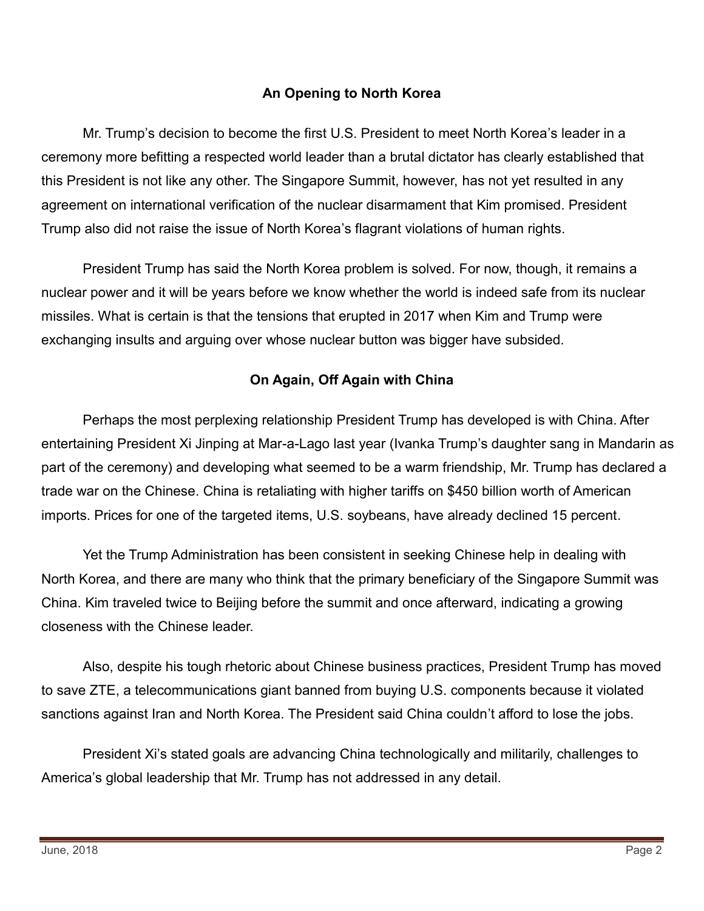## An Opening to North Korea

Mr. Trump's decision to become the first U.S. President to meet North Korea's leader in a ceremony more befitting a respected world leader than a brutal dictator has clearly established that this President is not like any other. The Singapore Summit, however, has not yet resulted in any agreement on international verification of the nuclear disarmament that Kim promised. President Trump also did not raise the issue of North Korea's flagrant violations of human rights.

President Trump has said the North Korea problem is solved. For now, though, it remains a nuclear power and it will be years before we know whether the world is indeed safe from its nuclear missiles. What is certain is that the tensions that erupted in 2017 when Kim and Trump were exchanging insults and arguing over whose nuclear button was bigger have subsided.

## On Again, Off Again with China

Perhaps the most perplexing relationship President Trump has developed is with China. After entertaining President Xi Jinping at Mar-a-Lago last year (Ivanka Trump's daughter sang in Mandarin as part of the ceremony) and developing what seemed to be a warm friendship, Mr. Trump has declared a trade war on the Chinese. China is retaliating with higher tariffs on $450 billion worth of American imports. Prices for one of the targeted items, U.S. soybeans, have already declined 15 percent.

Yet the Trump Administration has been consistent in seeking Chinese help in dealing with North Korea, and there are many who think that the primary beneficiary of the Singapore Summit was China. Kim traveled twice to Beijing before the summit and once afterward, indicating a growing closeness with the Chinese leader.

Also, despite his tough rhetoric about Chinese business practices, President Trump has moved to save ZTE, a telecommunications giant banned from buying U.S. components because it violated sanctions against Iran and North Korea. The President said China couldn't afford to lose the jobs.

President Xi's stated goals are advancing China technologically and militarily, challenges to America's global leadership that Mr. Trump has not addressed in any detail.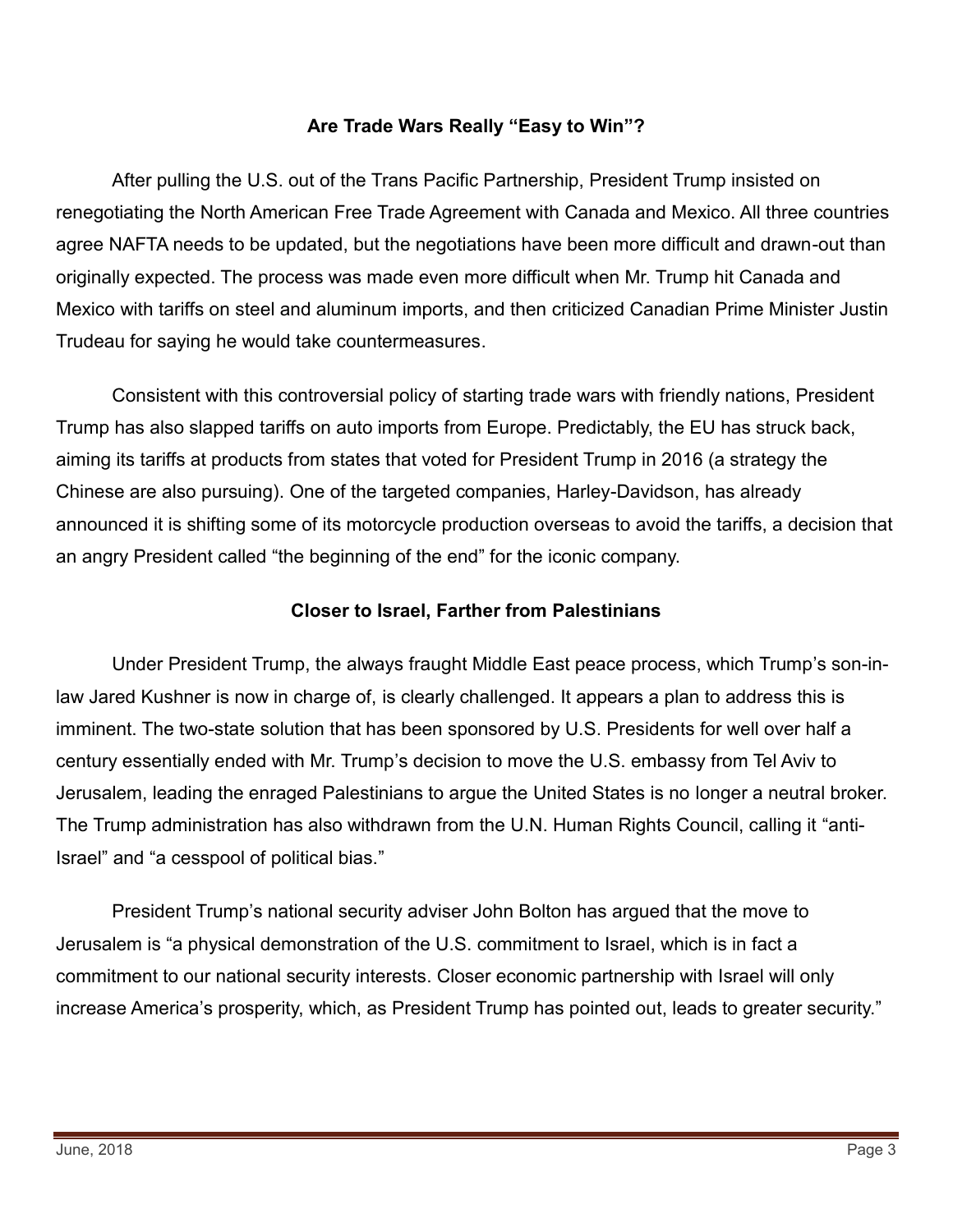## Are Trade Wars Really "Easy to Win"?

After pulling the U.S. out of the Trans Pacific Partnership, President Trump insisted on renegotiating the North American Free Trade Agreement with Canada and Mexico. All three countries agree NAFTA needs to be updated, but the negotiations have been more difficult and drawn-out than originally expected. The process was made even more difficult when Mr. Trump hit Canada and Mexico with tariffs on steel and aluminum imports, and then criticized Canadian Prime Minister Justin Trudeau for saying he would take countermeasures.

Consistent with this controversial policy of starting trade wars with friendly nations, President Trump has also slapped tariffs on auto imports from Europe. Predictably, the EU has struck back, aiming its tariffs at products from states that voted for President Trump in 2016 (a strategy the Chinese are also pursuing). One of the targeted companies, Harley-Davidson, has already announced it is shifting some of its motorcycle production overseas to avoid the tariffs, a decision that an angry President called "the beginning of the end" for the iconic company.

## Closer to Israel, Farther from Palestinians

Under President Trump, the always fraught Middle East peace process, which Trump's son-in-law Jared Kushner is now in charge of, is clearly challenged. It appears a plan to address this is imminent. The two-state solution that has been sponsored by U.S. Presidents for well over half a century essentially ended with Mr. Trump's decision to move the U.S. embassy from Tel Aviv to Jerusalem, leading the enraged Palestinians to argue the United States is no longer a neutral broker. The Trump administration has also withdrawn from the U.N. Human Rights Council, calling it "anti-Israel" and "a cesspool of political bias."

President Trump's national security adviser John Bolton has argued that the move to Jerusalem is "a physical demonstration of the U.S. commitment to Israel, which is in fact a commitment to our national security interests. Closer economic partnership with Israel will only increase America's prosperity, which, as President Trump has pointed out, leads to greater security."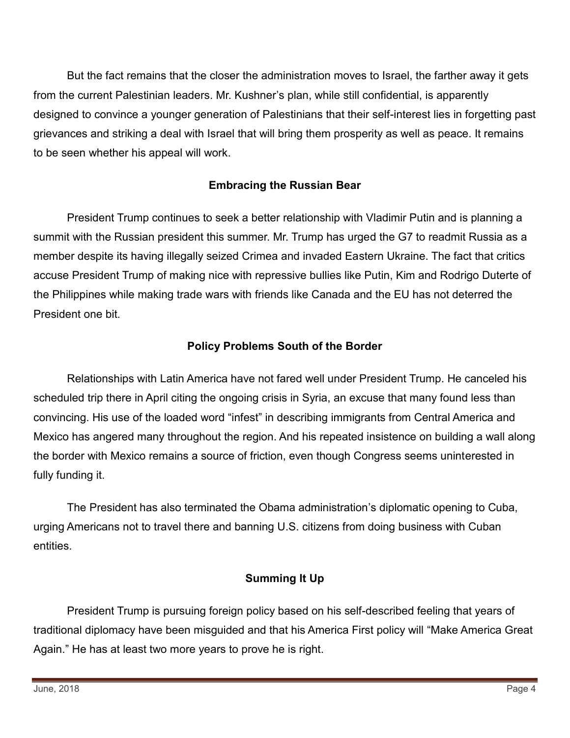But the fact remains that the closer the administration moves to Israel, the farther away it gets from the current Palestinian leaders. Mr. Kushner's plan, while still confidential, is apparently designed to convince a younger generation of Palestinians that their self-interest lies in forgetting past grievances and striking a deal with Israel that will bring them prosperity as well as peace. It remains to be seen whether his appeal will work.

### Embracing the Russian Bear

President Trump continues to seek a better relationship with Vladimir Putin and is planning a summit with the Russian president this summer. Mr. Trump has urged the G7 to readmit Russia as a member despite its having illegally seized Crimea and invaded Eastern Ukraine. The fact that critics accuse President Trump of making nice with repressive bullies like Putin, Kim and Rodrigo Duterte of the Philippines while making trade wars with friends like Canada and the EU has not deterred the President one bit.

### Policy Problems South of the Border

Relationships with Latin America have not fared well under President Trump. He canceled his scheduled trip there in April citing the ongoing crisis in Syria, an excuse that many found less than convincing. His use of the loaded word "infest" in describing immigrants from Central America and Mexico has angered many throughout the region. And his repeated insistence on building a wall along the border with Mexico remains a source of friction, even though Congress seems uninterested in fully funding it.

The President has also terminated the Obama administration's diplomatic opening to Cuba, urging Americans not to travel there and banning U.S. citizens from doing business with Cuban entities.

### Summing It Up

President Trump is pursuing foreign policy based on his self-described feeling that years of traditional diplomacy have been misguided and that his America First policy will "Make America Great Again." He has at least two more years to prove he is right.